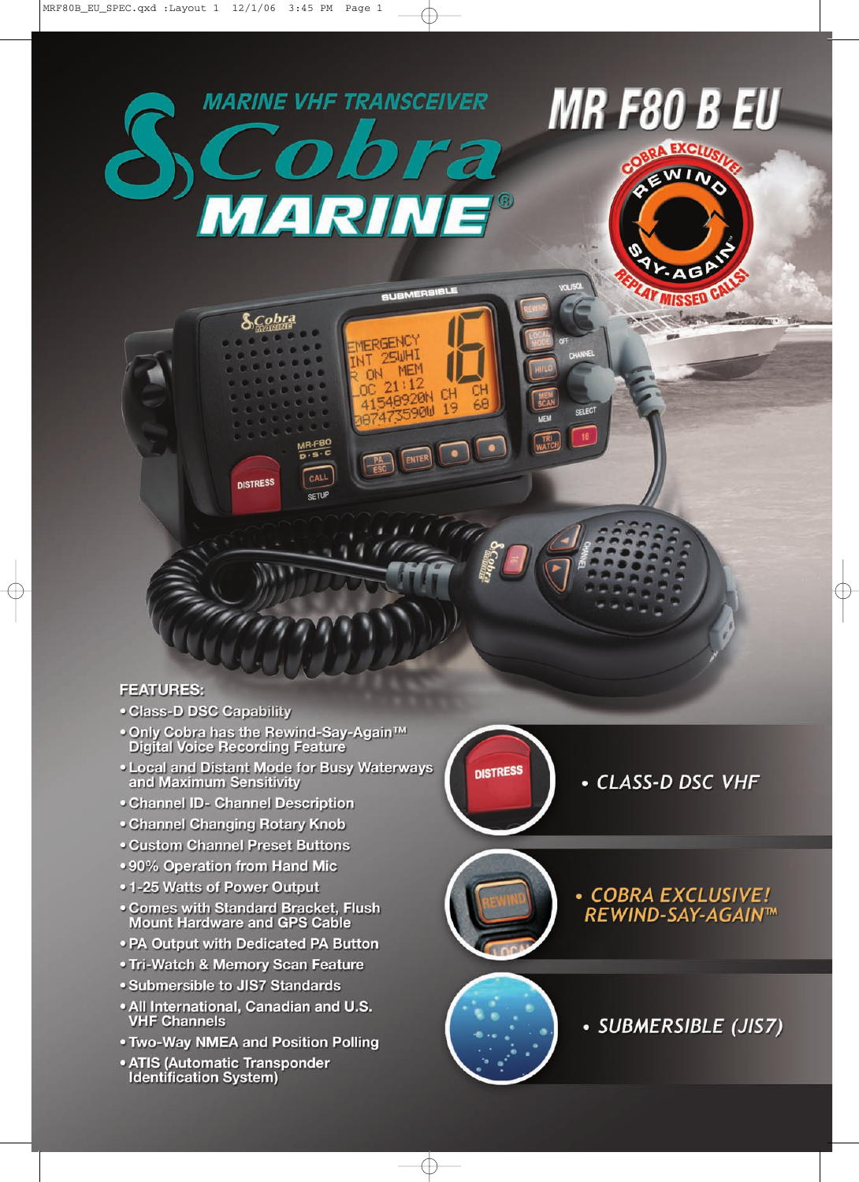# MARINE VHF TRANSCEIVER

# Cobra MARINE®

# MR F80 B EU

COBRA EXCLUSIVE! REWIND SAY-AGAIN™ REPLAY MISSED CALLS!

## FEATURES:

- Class-D DSC Capability
- Only Cobra has the Rewind-Say-Again™ Digital Voice Recording Feature
- Local and Distant Mode for Busy Waterways and Maximum Sensitivity
- Channel ID- Channel Description
- Channel Changing Rotary Knob
- Custom Channel Preset Buttons
- 90% Operation from Hand Mic
- 1-25 Watts of Power Output
- Comes with Standard Bracket, Flush Mount Hardware and GPS Cable
- PA Output with Dedicated PA Button
- Tri-Watch & Memory Scan Feature
- Submersible to JIS7 Standards
- All International, Canadian and U.S. VHF Channels
- Two-Way NMEA and Position Polling
- ATIS (Automatic Transponder Identification System)

---

- *CLASS-D DSC VHF*
- *COBRA EXCLUSIVE! REWIND-SAY-AGAIN™*
- *SUBMERSIBLE (JIS7)*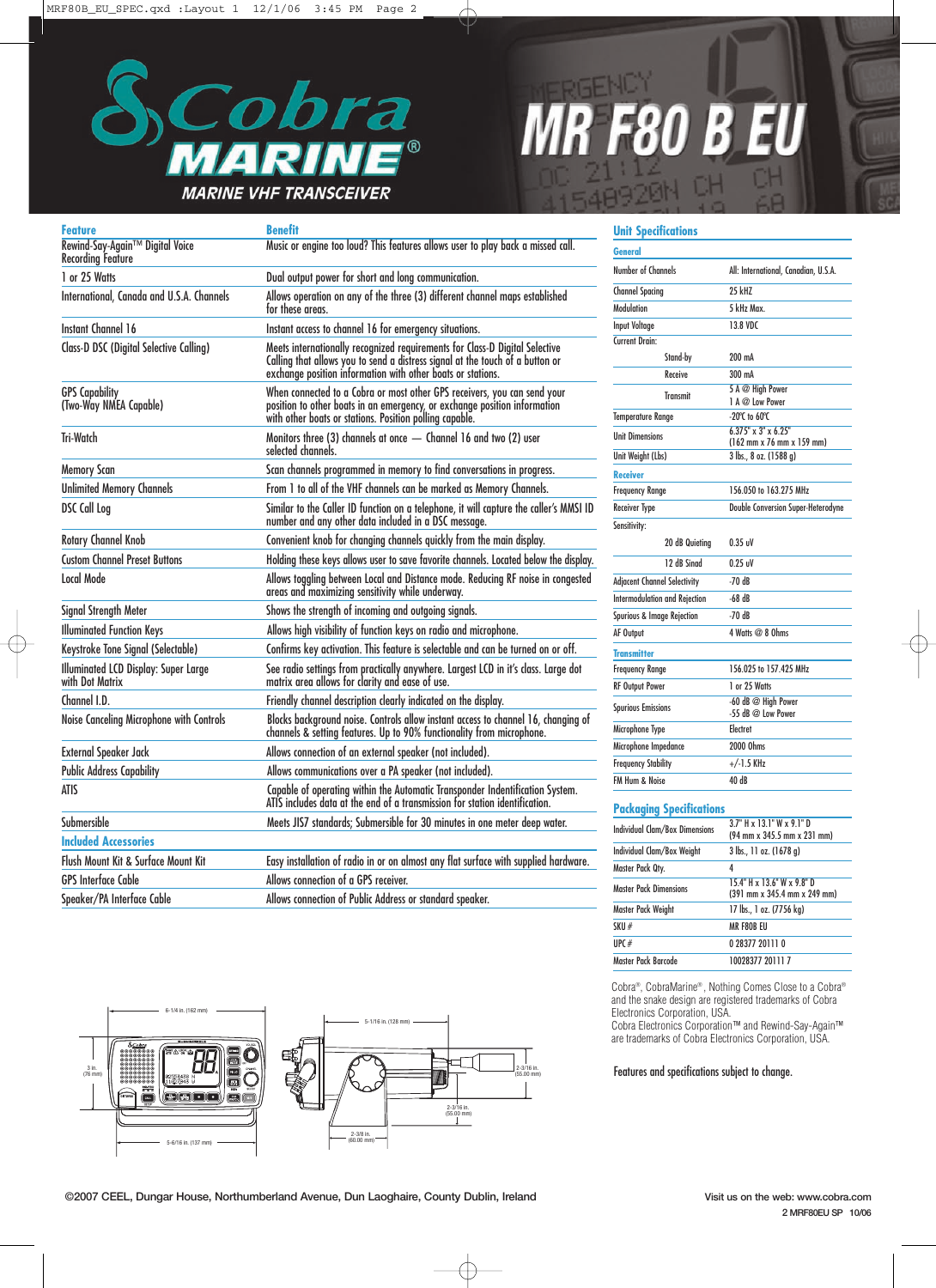# Cobra MARINE®

## MARINE VHF TRANSCEIVER

# MR F80 B EU

| Feature | Benefit |
|---|---|
| Rewind-Say-Again™ Digital Voice Recording Feature | Music or engine too loud? This features allows user to play back a missed call. |
| 1 or 25 Watts | Dual output power for short and long communication. |
| International, Canada and U.S.A. Channels | Allows operation on any of the three (3) different channel maps established for these areas. |
| Instant Channel 16 | Instant access to channel 16 for emergency situations. |
| Class-D DSC (Digital Selective Calling) | Meets internationally recognized requirements for Class-D Digital Selective Calling that allows you to send a distress signal at the touch of a button or exchange position information with other boats or stations. |
| GPS Capability (Two-Way NMEA Capable) | When connected to a Cobra or most other GPS receivers, you can send your position to other boats in an emergency, or exchange position information with other boats or stations. Position polling capable. |
| Tri-Watch | Monitors three (3) channels at once — Channel 16 and two (2) user selected channels. |
| Memory Scan | Scan channels programmed in memory to find conversations in progress. |
| Unlimited Memory Channels | From 1 to all of the VHF channels can be marked as Memory Channels. |
| DSC Call Log | Similar to the Caller ID function on a telephone, it will capture the caller's MMSI ID number and any other data included in a DSC message. |
| Rotary Channel Knob | Convenient knob for changing channels quickly from the main display. |
| Custom Channel Preset Buttons | Holding these keys allows user to save favorite channels. Located below the display. |
| Local Mode | Allows toggling between Local and Distance mode. Reducing RF noise in congested areas and maximizing sensitivity while underway. |
| Signal Strength Meter | Shows the strength of incoming and outgoing signals. |
| Illuminated Function Keys | Allows high visibility of function keys on radio and microphone. |
| Keystroke Tone Signal (Selectable) | Confirms key activation. This feature is selectable and can be turned on or off. |
| Illuminated LCD Display: Super Large with Dot Matrix | See radio settings from practically anywhere. Largest LCD in it's class. Large dot matrix area allows for clarity and ease of use. |
| Channel I.D. | Friendly channel description clearly indicated on the display. |
| Noise Canceling Microphone with Controls | Blocks background noise. Controls allow instant access to channel 16, changing of channels & setting features. Up to 90% functionality from microphone. |
| External Speaker Jack | Allows connection of an external speaker (not included). |
| Public Address Capability | Allows communications over a PA speaker (not included). |
| ATIS | Capable of operating within the Automatic Transponder Indentification System. ATIS includes data at the end of a transmission for station identification. |
| Submersible | Meets JIS7 standards; Submersible for 30 minutes in one meter deep water. |

### Included Accessories

| | |
|---|---|
| Flush Mount Kit & Surface Mount Kit | Easy installation of radio in or on almost any flat surface with supplied hardware. |
| GPS Interface Cable | Allows connection of a GPS receiver. |
| Speaker/PA Interface Cable | Allows connection of Public Address or standard speaker. |

6-1/4 in. (162 mm)
3 in. (76 mm)
5-6/16 in. (137 mm)
5-1/16 in. (128 mm)
2-3/16 in. (55.00 mm)
2-3/16 in. (55.00 mm)
2-3/8 in. (60.00 mm)

## Unit Specifications

### General

| | |
|---|---|
| Number of Channels | All: International, Canadian, U.S.A. |
| Channel Spacing | 25 kHZ |
| Modulation | 5 kHz Max. |
| Input Voltage | 13.8 VDC |
| Current Drain: | |
| Stand-by | 200 mA |
| Receive | 300 mA |
| Transmit | 5 A @ High Power<br>1 A @ Low Power |
| Temperature Range | -20˚C to 60˚C |
| Unit Dimensions | 6.375" x 3" x 6.25" (162 mm x 76 mm x 159 mm) |
| Unit Weight (Lbs) | 3 lbs., 8 oz. (1588 g) |

### Receiver

| | |
|---|---|
| Frequency Range | 156.050 to 163.275 MHz |
| Receiver Type | Double Conversion Super-Heterodyne |
| Sensitivity: | |
| 20 dB Quieting | 0.35 uV |
| 12 dB Sinad | 0.25 uV |
| Adjacent Channel Selectivity | -70 dB |
| Intermodulation and Rejection | -68 dB |
| Spurious & Image Rejection | -70 dB |
| AF Output | 4 Watts @ 8 Ohms |

### Transmitter

| | |
|---|---|
| Frequency Range | 156.025 to 157.425 MHz |
| RF Output Power | 1 or 25 Watts |
| Spurious Emissions | -60 dB @ High Power<br>-55 dB @ Low Power |
| Microphone Type | Electret |
| Microphone Impedance | 2000 Ohms |
| Frequency Stability | +/-1.5 KHz |
| FM Hum & Noise | 40 dB |

## Packaging Specifications

| | |
|---|---|
| Individual Clam/Box Dimensions | 3.7" H x 13.1" W x 9.1" D (94 mm x 345.5 mm x 231 mm) |
| Individual Clam/Box Weight | 3 lbs., 11 oz. (1678 g) |
| Master Pack Qty. | 4 |
| Master Pack Dimensions | 15.4" H x 13.6" W x 9.8" D (391 mm x 345.4 mm x 249 mm) |
| Master Pack Weight | 17 lbs., 1 oz. (7756 kg) |
| SKU # | MR F80B EU |
| UPC # | 0 28377 20111 0 |
| Master Pack Barcode | 10028377 20111 7 |

Cobra®, CobraMarine®, Nothing Comes Close to a Cobra® and the snake design are registered trademarks of Cobra Electronics Corporation, USA.
Cobra Electronics Corporation™ and Rewind-Say-Again™ are trademarks of Cobra Electronics Corporation, USA.

Features and specifications subject to change.

©2007 CEEL, Dungar House, Northumberland Avenue, Dun Laoghaire, County Dublin, Ireland

Visit us on the web: www.cobra.com

2 MRF80EU SP 10/06